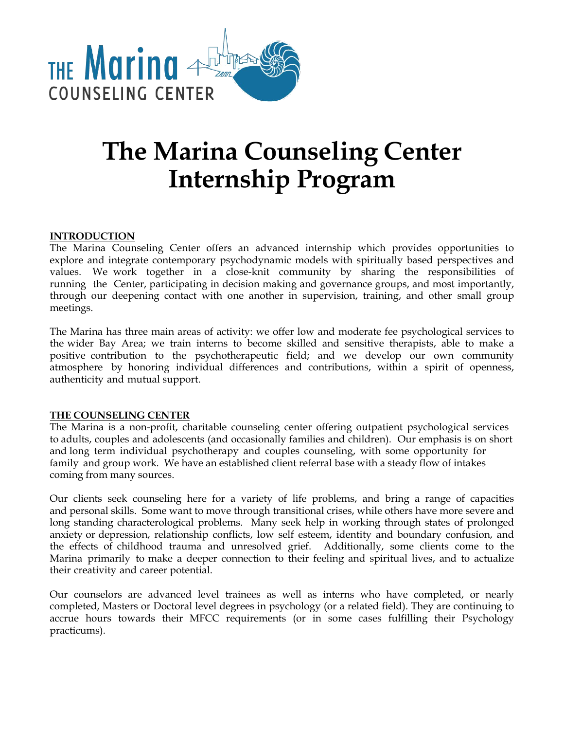THE Marina COUNSELING CENTER

# The Marina Counseling Center Internship Program

## INTRODUCTION

The Marina Counseling Center offers an advanced internship which provides opportunities to explore and integrate contemporary psychodynamic models with spiritually based perspectives and values. We work together in a close-knit community by sharing the responsibilities of running the Center, participating in decision making and governance groups, and most importantly, through our deepening contact with one another in supervision, training, and other small group meetings.

The Marina has three main areas of activity: we offer low and moderate fee psychological services to the wider Bay Area; we train interns to become skilled and sensitive therapists, able to make a positive contribution to the psychotherapeutic field; and we develop our own community atmosphere by honoring individual differences and contributions, within a spirit of openness, authenticity and mutual support.

## THE COUNSELING CENTER

The Marina is a non-profit, charitable counseling center offering outpatient psychological services to adults, couples and adolescents (and occasionally families and children). Our emphasis is on short and long term individual psychotherapy and couples counseling, with some opportunity for family and group work. We have an established client referral base with a steady flow of intakes coming from many sources.

Our clients seek counseling here for a variety of life problems, and bring a range of capacities and personal skills. Some want to move through transitional crises, while others have more severe and long standing characterological problems. Many seek help in working through states of prolonged anxiety or depression, relationship conflicts, low self esteem, identity and boundary confusion, and the effects of childhood trauma and unresolved grief. Additionally, some clients come to the Marina primarily to make a deeper connection to their feeling and spiritual lives, and to actualize their creativity and career potential.

Our counselors are advanced level trainees as well as interns who have completed, or nearly completed, Masters or Doctoral level degrees in psychology (or a related field). They are continuing to accrue hours towards their MFCC requirements (or in some cases fulfilling their Psychology practicums).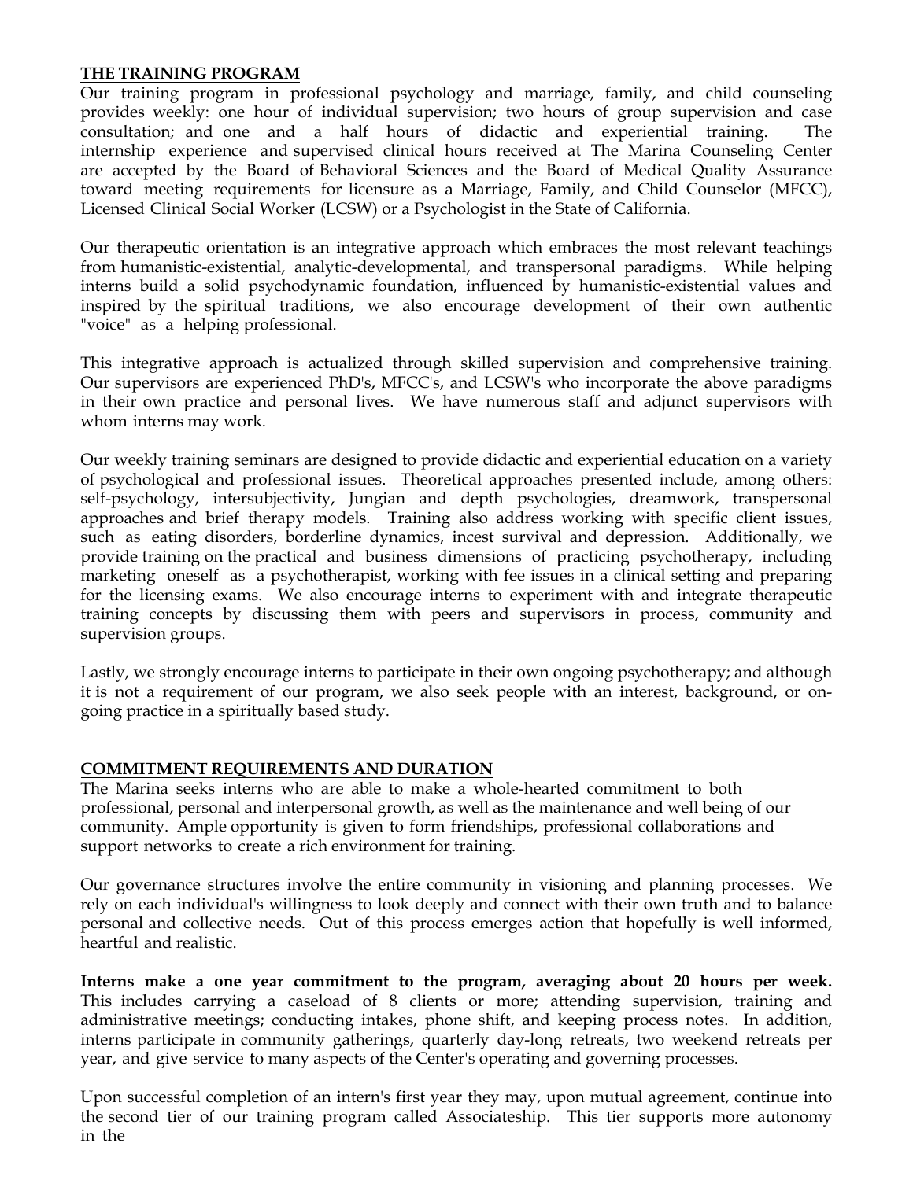## THE TRAINING PROGRAM

Our training program in professional psychology and marriage, family, and child counseling provides weekly: one hour of individual supervision; two hours of group supervision and case consultation; and one and a half hours of didactic and experiential training. The internship experience and supervised clinical hours received at The Marina Counseling Center are accepted by the Board of Behavioral Sciences and the Board of Medical Quality Assurance toward meeting requirements for licensure as a Marriage, Family, and Child Counselor (MFCC), Licensed Clinical Social Worker (LCSW) or a Psychologist in the State of California.

Our therapeutic orientation is an integrative approach which embraces the most relevant teachings from humanistic-existential, analytic-developmental, and transpersonal paradigms. While helping interns build a solid psychodynamic foundation, influenced by humanistic-existential values and inspired by the spiritual traditions, we also encourage development of their own authentic "voice" as a helping professional.

This integrative approach is actualized through skilled supervision and comprehensive training. Our supervisors are experienced PhD's, MFCC's, and LCSW's who incorporate the above paradigms in their own practice and personal lives. We have numerous staff and adjunct supervisors with whom interns may work.

Our weekly training seminars are designed to provide didactic and experiential education on a variety of psychological and professional issues. Theoretical approaches presented include, among others: self-psychology, intersubjectivity, Jungian and depth psychologies, dreamwork, transpersonal approaches and brief therapy models. Training also address working with specific client issues, such as eating disorders, borderline dynamics, incest survival and depression. Additionally, we provide training on the practical and business dimensions of practicing psychotherapy, including marketing oneself as a psychotherapist, working with fee issues in a clinical setting and preparing for the licensing exams. We also encourage interns to experiment with and integrate therapeutic training concepts by discussing them with peers and supervisors in process, community and supervision groups.

Lastly, we strongly encourage interns to participate in their own ongoing psychotherapy; and although it is not a requirement of our program, we also seek people with an interest, background, or on-going practice in a spiritually based study.

## COMMITMENT REQUIREMENTS AND DURATION

The Marina seeks interns who are able to make a whole-hearted commitment to both professional, personal and interpersonal growth, as well as the maintenance and well being of our community. Ample opportunity is given to form friendships, professional collaborations and support networks to create a rich environment for training.

Our governance structures involve the entire community in visioning and planning processes. We rely on each individual's willingness to look deeply and connect with their own truth and to balance personal and collective needs. Out of this process emerges action that hopefully is well informed, heartful and realistic.

**Interns make a one year commitment to the program, averaging about 20 hours per week.** This includes carrying a caseload of 8 clients or more; attending supervision, training and administrative meetings; conducting intakes, phone shift, and keeping process notes. In addition, interns participate in community gatherings, quarterly day-long retreats, two weekend retreats per year, and give service to many aspects of the Center's operating and governing processes.

Upon successful completion of an intern's first year they may, upon mutual agreement, continue into the second tier of our training program called Associateship. This tier supports more autonomy in the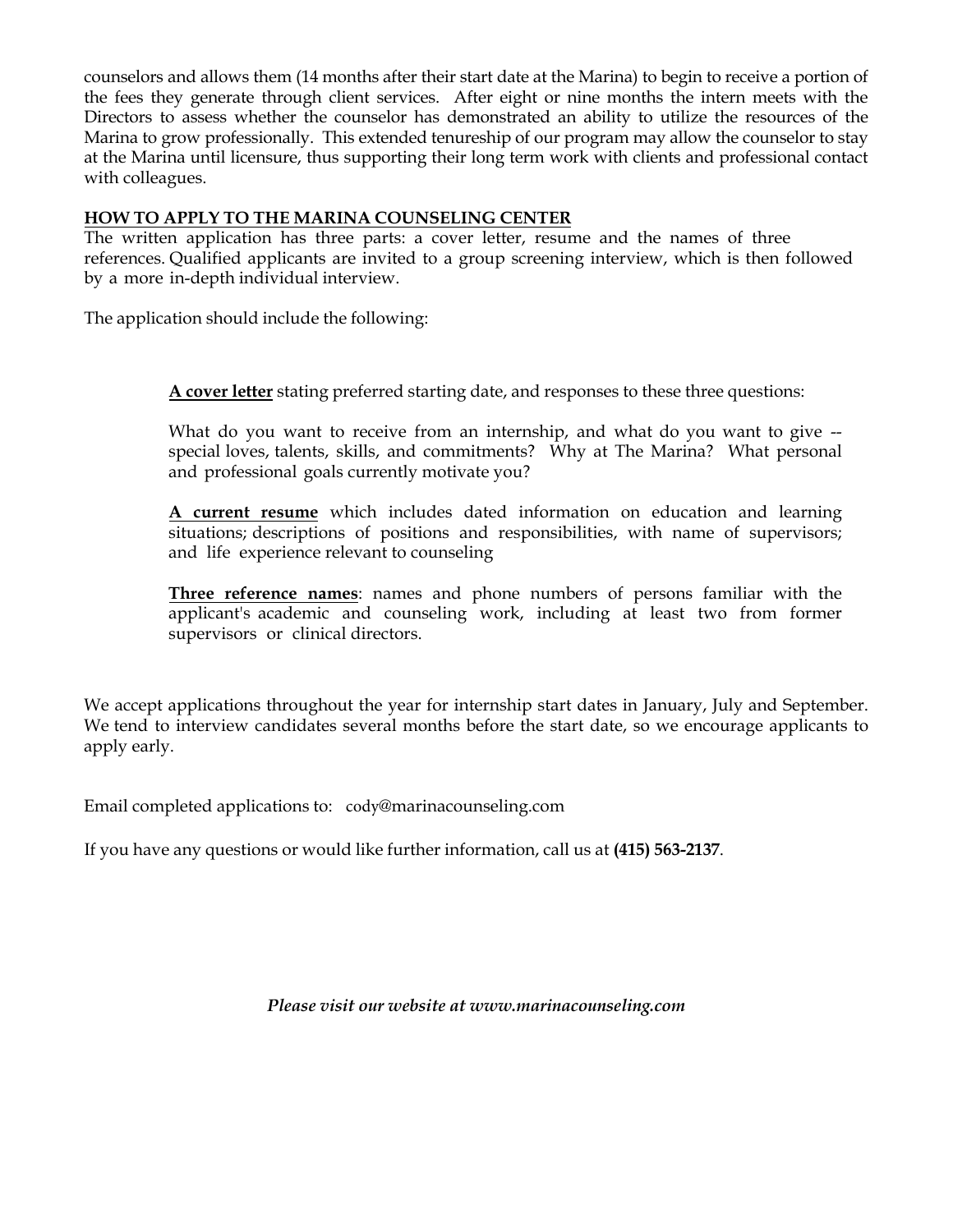counselors and allows them (14 months after their start date at the Marina) to begin to receive a portion of the fees they generate through client services. After eight or nine months the intern meets with the Directors to assess whether the counselor has demonstrated an ability to utilize the resources of the Marina to grow professionally. This extended tenureship of our program may allow the counselor to stay at the Marina until licensure, thus supporting their long term work with clients and professional contact with colleagues.

## HOW TO APPLY TO THE MARINA COUNSELING CENTER

The written application has three parts: a cover letter, resume and the names of three references. Qualified applicants are invited to a group screening interview, which is then followed by a more in-depth individual interview.

The application should include the following:

> **A cover letter** stating preferred starting date, and responses to these three questions:
>
> What do you want to receive from an internship, and what do you want to give -- special loves, talents, skills, and commitments? Why at The Marina? What personal and professional goals currently motivate you?
>
> **A current resume** which includes dated information on education and learning situations; descriptions of positions and responsibilities, with name of supervisors; and life experience relevant to counseling
>
> **Three reference names**: names and phone numbers of persons familiar with the applicant's academic and counseling work, including at least two from former supervisors or clinical directors.

We accept applications throughout the year for internship start dates in January, July and September. We tend to interview candidates several months before the start date, so we encourage applicants to apply early.

Email completed applications to: cody@marinacounseling.com

If you have any questions or would like further information, call us at **(415) 563-2137**.

***Please visit our website at www.marinacounseling.com***